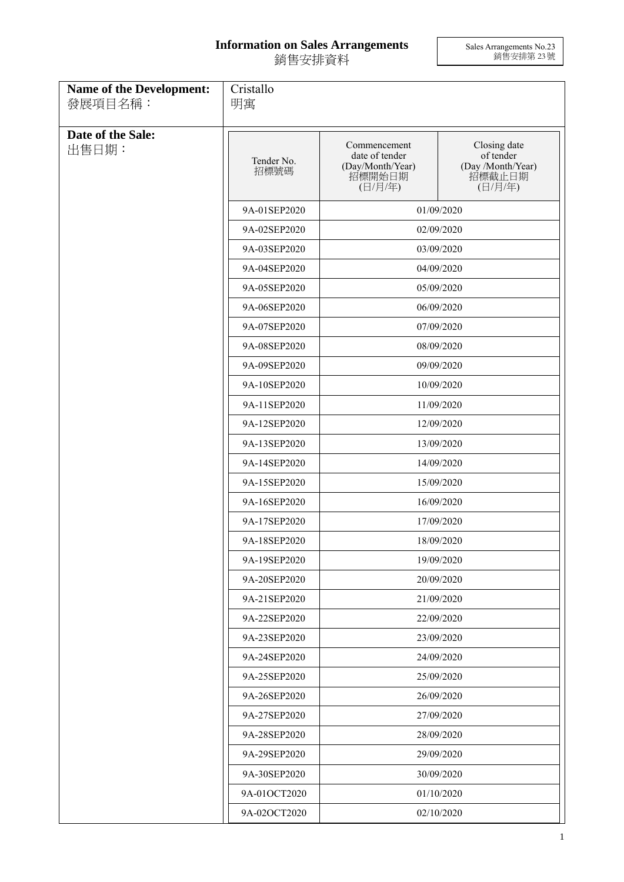# Information on Sales Arrangements
# 銷售安排資料

Sales Arrangements No.23
銷售安排第 23 號

**Name of the Development:**
發展項目名稱：

Cristallo
明寓

**Date of the Sale:**
出售日期：

| Tender No. 招標號碼 | Commencement date of tender (Day/Month/Year) 招標開始日期 (日/月/年) | Closing date of tender (Day /Month/Year) 招標截止日期 (日/月/年) |
|---|---|---|
| 9A-01SEP2020 | 01/09/2020 | |
| 9A-02SEP2020 | 02/09/2020 | |
| 9A-03SEP2020 | 03/09/2020 | |
| 9A-04SEP2020 | 04/09/2020 | |
| 9A-05SEP2020 | 05/09/2020 | |
| 9A-06SEP2020 | 06/09/2020 | |
| 9A-07SEP2020 | 07/09/2020 | |
| 9A-08SEP2020 | 08/09/2020 | |
| 9A-09SEP2020 | 09/09/2020 | |
| 9A-10SEP2020 | 10/09/2020 | |
| 9A-11SEP2020 | 11/09/2020 | |
| 9A-12SEP2020 | 12/09/2020 | |
| 9A-13SEP2020 | 13/09/2020 | |
| 9A-14SEP2020 | 14/09/2020 | |
| 9A-15SEP2020 | 15/09/2020 | |
| 9A-16SEP2020 | 16/09/2020 | |
| 9A-17SEP2020 | 17/09/2020 | |
| 9A-18SEP2020 | 18/09/2020 | |
| 9A-19SEP2020 | 19/09/2020 | |
| 9A-20SEP2020 | 20/09/2020 | |
| 9A-21SEP2020 | 21/09/2020 | |
| 9A-22SEP2020 | 22/09/2020 | |
| 9A-23SEP2020 | 23/09/2020 | |
| 9A-24SEP2020 | 24/09/2020 | |
| 9A-25SEP2020 | 25/09/2020 | |
| 9A-26SEP2020 | 26/09/2020 | |
| 9A-27SEP2020 | 27/09/2020 | |
| 9A-28SEP2020 | 28/09/2020 | |
| 9A-29SEP2020 | 29/09/2020 | |
| 9A-30SEP2020 | 30/09/2020 | |
| 9A-01OCT2020 | 01/10/2020 | |
| 9A-02OCT2020 | 02/10/2020 | |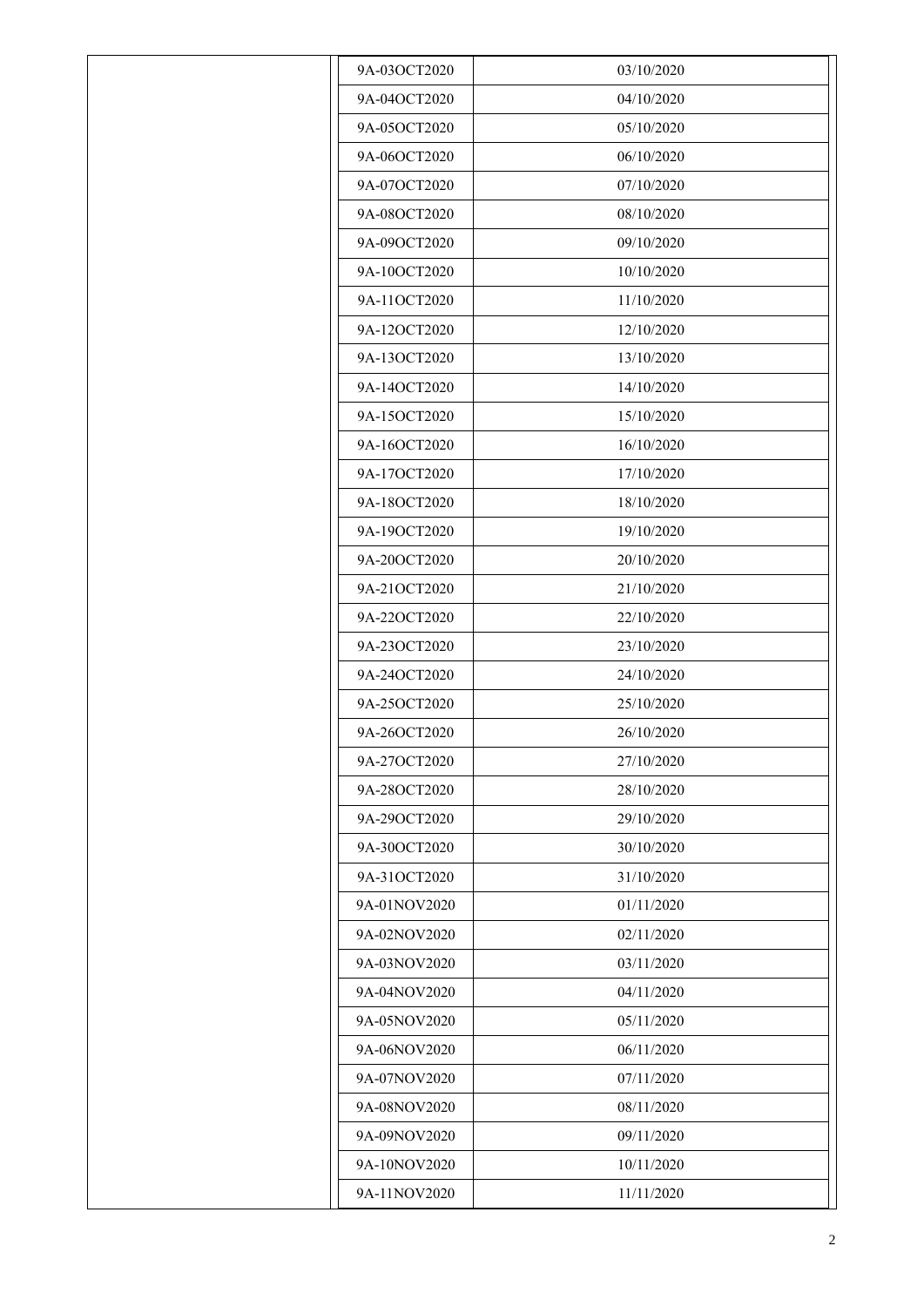| | | |
|---|---|---|
| | 9A-03OCT2020 | 03/10/2020 |
| | 9A-04OCT2020 | 04/10/2020 |
| | 9A-05OCT2020 | 05/10/2020 |
| | 9A-06OCT2020 | 06/10/2020 |
| | 9A-07OCT2020 | 07/10/2020 |
| | 9A-08OCT2020 | 08/10/2020 |
| | 9A-09OCT2020 | 09/10/2020 |
| | 9A-10OCT2020 | 10/10/2020 |
| | 9A-11OCT2020 | 11/10/2020 |
| | 9A-12OCT2020 | 12/10/2020 |
| | 9A-13OCT2020 | 13/10/2020 |
| | 9A-14OCT2020 | 14/10/2020 |
| | 9A-15OCT2020 | 15/10/2020 |
| | 9A-16OCT2020 | 16/10/2020 |
| | 9A-17OCT2020 | 17/10/2020 |
| | 9A-18OCT2020 | 18/10/2020 |
| | 9A-19OCT2020 | 19/10/2020 |
| | 9A-20OCT2020 | 20/10/2020 |
| | 9A-21OCT2020 | 21/10/2020 |
| | 9A-22OCT2020 | 22/10/2020 |
| | 9A-23OCT2020 | 23/10/2020 |
| | 9A-24OCT2020 | 24/10/2020 |
| | 9A-25OCT2020 | 25/10/2020 |
| | 9A-26OCT2020 | 26/10/2020 |
| | 9A-27OCT2020 | 27/10/2020 |
| | 9A-28OCT2020 | 28/10/2020 |
| | 9A-29OCT2020 | 29/10/2020 |
| | 9A-30OCT2020 | 30/10/2020 |
| | 9A-31OCT2020 | 31/10/2020 |
| | 9A-01NOV2020 | 01/11/2020 |
| | 9A-02NOV2020 | 02/11/2020 |
| | 9A-03NOV2020 | 03/11/2020 |
| | 9A-04NOV2020 | 04/11/2020 |
| | 9A-05NOV2020 | 05/11/2020 |
| | 9A-06NOV2020 | 06/11/2020 |
| | 9A-07NOV2020 | 07/11/2020 |
| | 9A-08NOV2020 | 08/11/2020 |
| | 9A-09NOV2020 | 09/11/2020 |
| | 9A-10NOV2020 | 10/11/2020 |
| | 9A-11NOV2020 | 11/11/2020 |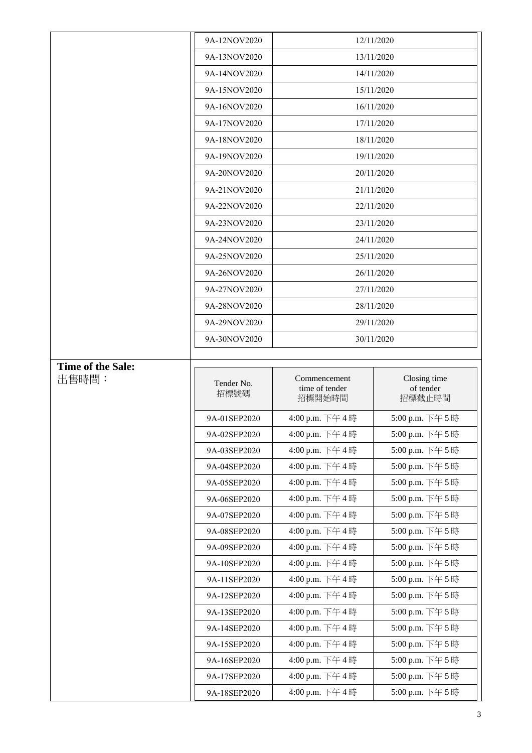| | | |
|---|---|---|
| | 9A-12NOV2020 | 12/11/2020 |
| | 9A-13NOV2020 | 13/11/2020 |
| | 9A-14NOV2020 | 14/11/2020 |
| | 9A-15NOV2020 | 15/11/2020 |
| | 9A-16NOV2020 | 16/11/2020 |
| | 9A-17NOV2020 | 17/11/2020 |
| | 9A-18NOV2020 | 18/11/2020 |
| | 9A-19NOV2020 | 19/11/2020 |
| | 9A-20NOV2020 | 20/11/2020 |
| | 9A-21NOV2020 | 21/11/2020 |
| | 9A-22NOV2020 | 22/11/2020 |
| | 9A-23NOV2020 | 23/11/2020 |
| | 9A-24NOV2020 | 24/11/2020 |
| | 9A-25NOV2020 | 25/11/2020 |
| | 9A-26NOV2020 | 26/11/2020 |
| | 9A-27NOV2020 | 27/11/2020 |
| | 9A-28NOV2020 | 28/11/2020 |
| | 9A-29NOV2020 | 29/11/2020 |
| | 9A-30NOV2020 | 30/11/2020 |

**Time of the Sale:**
出售時間：

| Tender No. 招標號碼 | Commencement time of tender 招標開始時間 | Closing time of tender 招標截止時間 |
|---|---|---|
| 9A-01SEP2020 | 4:00 p.m. 下午 4 時 | 5:00 p.m. 下午 5 時 |
| 9A-02SEP2020 | 4:00 p.m. 下午 4 時 | 5:00 p.m. 下午 5 時 |
| 9A-03SEP2020 | 4:00 p.m. 下午 4 時 | 5:00 p.m. 下午 5 時 |
| 9A-04SEP2020 | 4:00 p.m. 下午 4 時 | 5:00 p.m. 下午 5 時 |
| 9A-05SEP2020 | 4:00 p.m. 下午 4 時 | 5:00 p.m. 下午 5 時 |
| 9A-06SEP2020 | 4:00 p.m. 下午 4 時 | 5:00 p.m. 下午 5 時 |
| 9A-07SEP2020 | 4:00 p.m. 下午 4 時 | 5:00 p.m. 下午 5 時 |
| 9A-08SEP2020 | 4:00 p.m. 下午 4 時 | 5:00 p.m. 下午 5 時 |
| 9A-09SEP2020 | 4:00 p.m. 下午 4 時 | 5:00 p.m. 下午 5 時 |
| 9A-10SEP2020 | 4:00 p.m. 下午 4 時 | 5:00 p.m. 下午 5 時 |
| 9A-11SEP2020 | 4:00 p.m. 下午 4 時 | 5:00 p.m. 下午 5 時 |
| 9A-12SEP2020 | 4:00 p.m. 下午 4 時 | 5:00 p.m. 下午 5 時 |
| 9A-13SEP2020 | 4:00 p.m. 下午 4 時 | 5:00 p.m. 下午 5 時 |
| 9A-14SEP2020 | 4:00 p.m. 下午 4 時 | 5:00 p.m. 下午 5 時 |
| 9A-15SEP2020 | 4:00 p.m. 下午 4 時 | 5:00 p.m. 下午 5 時 |
| 9A-16SEP2020 | 4:00 p.m. 下午 4 時 | 5:00 p.m. 下午 5 時 |
| 9A-17SEP2020 | 4:00 p.m. 下午 4 時 | 5:00 p.m. 下午 5 時 |
| 9A-18SEP2020 | 4:00 p.m. 下午 4 時 | 5:00 p.m. 下午 5 時 |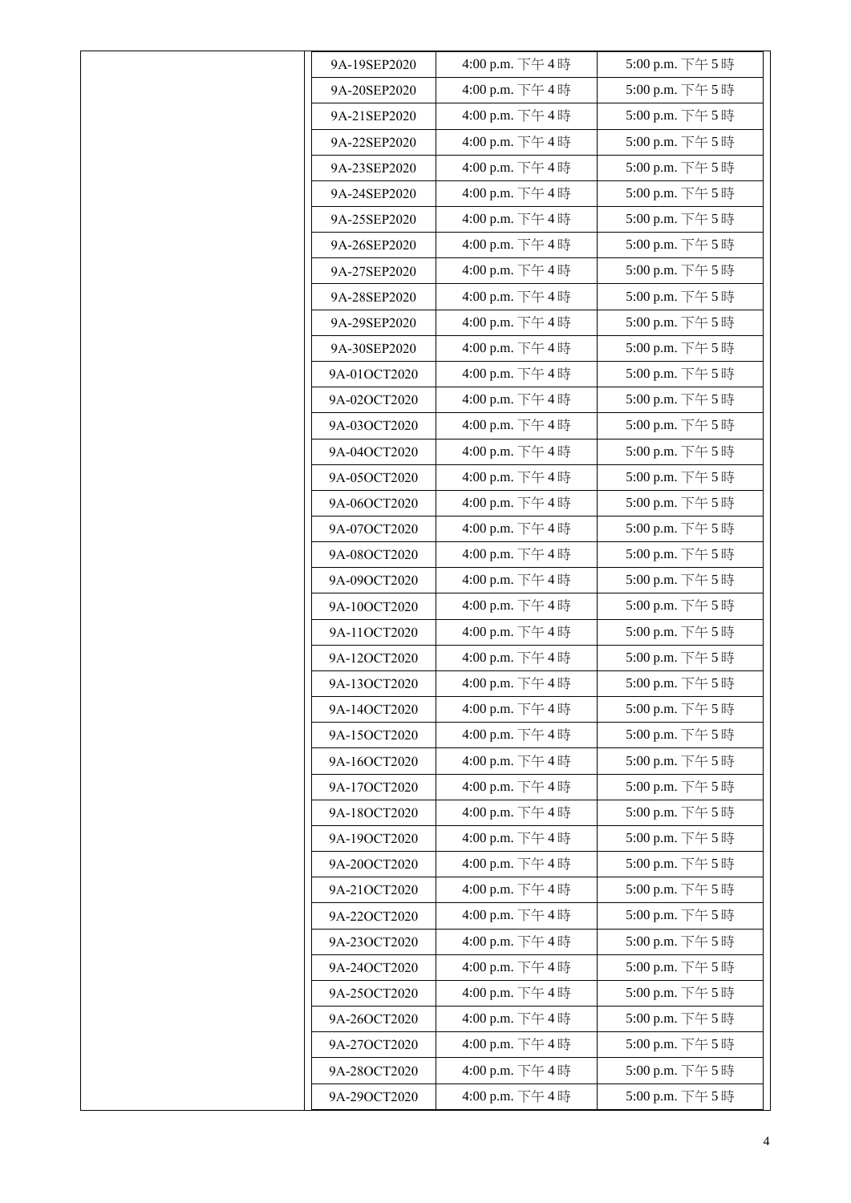| | | | |
|---|---|---|---|
| | 9A-19SEP2020 | 4:00 p.m. 下午 4 時 | 5:00 p.m. 下午 5 時 |
| | 9A-20SEP2020 | 4:00 p.m. 下午 4 時 | 5:00 p.m. 下午 5 時 |
| | 9A-21SEP2020 | 4:00 p.m. 下午 4 時 | 5:00 p.m. 下午 5 時 |
| | 9A-22SEP2020 | 4:00 p.m. 下午 4 時 | 5:00 p.m. 下午 5 時 |
| | 9A-23SEP2020 | 4:00 p.m. 下午 4 時 | 5:00 p.m. 下午 5 時 |
| | 9A-24SEP2020 | 4:00 p.m. 下午 4 時 | 5:00 p.m. 下午 5 時 |
| | 9A-25SEP2020 | 4:00 p.m. 下午 4 時 | 5:00 p.m. 下午 5 時 |
| | 9A-26SEP2020 | 4:00 p.m. 下午 4 時 | 5:00 p.m. 下午 5 時 |
| | 9A-27SEP2020 | 4:00 p.m. 下午 4 時 | 5:00 p.m. 下午 5 時 |
| | 9A-28SEP2020 | 4:00 p.m. 下午 4 時 | 5:00 p.m. 下午 5 時 |
| | 9A-29SEP2020 | 4:00 p.m. 下午 4 時 | 5:00 p.m. 下午 5 時 |
| | 9A-30SEP2020 | 4:00 p.m. 下午 4 時 | 5:00 p.m. 下午 5 時 |
| | 9A-01OCT2020 | 4:00 p.m. 下午 4 時 | 5:00 p.m. 下午 5 時 |
| | 9A-02OCT2020 | 4:00 p.m. 下午 4 時 | 5:00 p.m. 下午 5 時 |
| | 9A-03OCT2020 | 4:00 p.m. 下午 4 時 | 5:00 p.m. 下午 5 時 |
| | 9A-04OCT2020 | 4:00 p.m. 下午 4 時 | 5:00 p.m. 下午 5 時 |
| | 9A-05OCT2020 | 4:00 p.m. 下午 4 時 | 5:00 p.m. 下午 5 時 |
| | 9A-06OCT2020 | 4:00 p.m. 下午 4 時 | 5:00 p.m. 下午 5 時 |
| | 9A-07OCT2020 | 4:00 p.m. 下午 4 時 | 5:00 p.m. 下午 5 時 |
| | 9A-08OCT2020 | 4:00 p.m. 下午 4 時 | 5:00 p.m. 下午 5 時 |
| | 9A-09OCT2020 | 4:00 p.m. 下午 4 時 | 5:00 p.m. 下午 5 時 |
| | 9A-10OCT2020 | 4:00 p.m. 下午 4 時 | 5:00 p.m. 下午 5 時 |
| | 9A-11OCT2020 | 4:00 p.m. 下午 4 時 | 5:00 p.m. 下午 5 時 |
| | 9A-12OCT2020 | 4:00 p.m. 下午 4 時 | 5:00 p.m. 下午 5 時 |
| | 9A-13OCT2020 | 4:00 p.m. 下午 4 時 | 5:00 p.m. 下午 5 時 |
| | 9A-14OCT2020 | 4:00 p.m. 下午 4 時 | 5:00 p.m. 下午 5 時 |
| | 9A-15OCT2020 | 4:00 p.m. 下午 4 時 | 5:00 p.m. 下午 5 時 |
| | 9A-16OCT2020 | 4:00 p.m. 下午 4 時 | 5:00 p.m. 下午 5 時 |
| | 9A-17OCT2020 | 4:00 p.m. 下午 4 時 | 5:00 p.m. 下午 5 時 |
| | 9A-18OCT2020 | 4:00 p.m. 下午 4 時 | 5:00 p.m. 下午 5 時 |
| | 9A-19OCT2020 | 4:00 p.m. 下午 4 時 | 5:00 p.m. 下午 5 時 |
| | 9A-20OCT2020 | 4:00 p.m. 下午 4 時 | 5:00 p.m. 下午 5 時 |
| | 9A-21OCT2020 | 4:00 p.m. 下午 4 時 | 5:00 p.m. 下午 5 時 |
| | 9A-22OCT2020 | 4:00 p.m. 下午 4 時 | 5:00 p.m. 下午 5 時 |
| | 9A-23OCT2020 | 4:00 p.m. 下午 4 時 | 5:00 p.m. 下午 5 時 |
| | 9A-24OCT2020 | 4:00 p.m. 下午 4 時 | 5:00 p.m. 下午 5 時 |
| | 9A-25OCT2020 | 4:00 p.m. 下午 4 時 | 5:00 p.m. 下午 5 時 |
| | 9A-26OCT2020 | 4:00 p.m. 下午 4 時 | 5:00 p.m. 下午 5 時 |
| | 9A-27OCT2020 | 4:00 p.m. 下午 4 時 | 5:00 p.m. 下午 5 時 |
| | 9A-28OCT2020 | 4:00 p.m. 下午 4 時 | 5:00 p.m. 下午 5 時 |
| | 9A-29OCT2020 | 4:00 p.m. 下午 4 時 | 5:00 p.m. 下午 5 時 |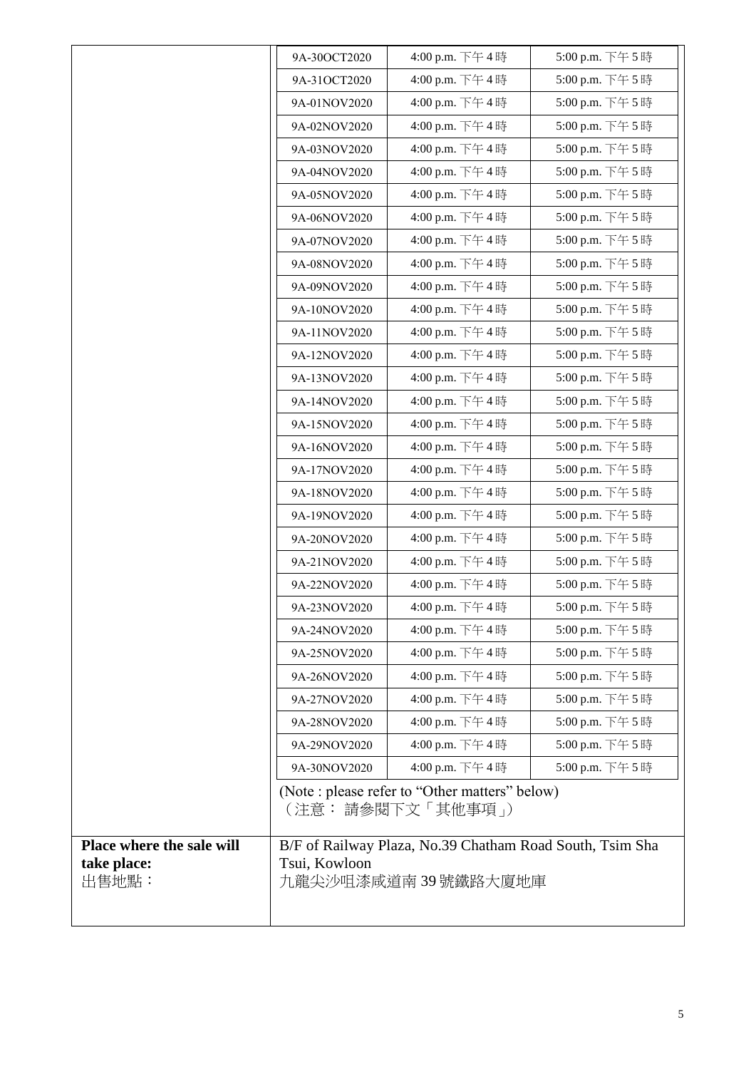| | | | |
|---|---|---|---|
| | 9A-30OCT2020 | 4:00 p.m. 下午 4 時 | 5:00 p.m. 下午 5 時 |
| | 9A-31OCT2020 | 4:00 p.m. 下午 4 時 | 5:00 p.m. 下午 5 時 |
| | 9A-01NOV2020 | 4:00 p.m. 下午 4 時 | 5:00 p.m. 下午 5 時 |
| | 9A-02NOV2020 | 4:00 p.m. 下午 4 時 | 5:00 p.m. 下午 5 時 |
| | 9A-03NOV2020 | 4:00 p.m. 下午 4 時 | 5:00 p.m. 下午 5 時 |
| | 9A-04NOV2020 | 4:00 p.m. 下午 4 時 | 5:00 p.m. 下午 5 時 |
| | 9A-05NOV2020 | 4:00 p.m. 下午 4 時 | 5:00 p.m. 下午 5 時 |
| | 9A-06NOV2020 | 4:00 p.m. 下午 4 時 | 5:00 p.m. 下午 5 時 |
| | 9A-07NOV2020 | 4:00 p.m. 下午 4 時 | 5:00 p.m. 下午 5 時 |
| | 9A-08NOV2020 | 4:00 p.m. 下午 4 時 | 5:00 p.m. 下午 5 時 |
| | 9A-09NOV2020 | 4:00 p.m. 下午 4 時 | 5:00 p.m. 下午 5 時 |
| | 9A-10NOV2020 | 4:00 p.m. 下午 4 時 | 5:00 p.m. 下午 5 時 |
| | 9A-11NOV2020 | 4:00 p.m. 下午 4 時 | 5:00 p.m. 下午 5 時 |
| | 9A-12NOV2020 | 4:00 p.m. 下午 4 時 | 5:00 p.m. 下午 5 時 |
| | 9A-13NOV2020 | 4:00 p.m. 下午 4 時 | 5:00 p.m. 下午 5 時 |
| | 9A-14NOV2020 | 4:00 p.m. 下午 4 時 | 5:00 p.m. 下午 5 時 |
| | 9A-15NOV2020 | 4:00 p.m. 下午 4 時 | 5:00 p.m. 下午 5 時 |
| | 9A-16NOV2020 | 4:00 p.m. 下午 4 時 | 5:00 p.m. 下午 5 時 |
| | 9A-17NOV2020 | 4:00 p.m. 下午 4 時 | 5:00 p.m. 下午 5 時 |
| | 9A-18NOV2020 | 4:00 p.m. 下午 4 時 | 5:00 p.m. 下午 5 時 |
| | 9A-19NOV2020 | 4:00 p.m. 下午 4 時 | 5:00 p.m. 下午 5 時 |
| | 9A-20NOV2020 | 4:00 p.m. 下午 4 時 | 5:00 p.m. 下午 5 時 |
| | 9A-21NOV2020 | 4:00 p.m. 下午 4 時 | 5:00 p.m. 下午 5 時 |
| | 9A-22NOV2020 | 4:00 p.m. 下午 4 時 | 5:00 p.m. 下午 5 時 |
| | 9A-23NOV2020 | 4:00 p.m. 下午 4 時 | 5:00 p.m. 下午 5 時 |
| | 9A-24NOV2020 | 4:00 p.m. 下午 4 時 | 5:00 p.m. 下午 5 時 |
| | 9A-25NOV2020 | 4:00 p.m. 下午 4 時 | 5:00 p.m. 下午 5 時 |
| | 9A-26NOV2020 | 4:00 p.m. 下午 4 時 | 5:00 p.m. 下午 5 時 |
| | 9A-27NOV2020 | 4:00 p.m. 下午 4 時 | 5:00 p.m. 下午 5 時 |
| | 9A-28NOV2020 | 4:00 p.m. 下午 4 時 | 5:00 p.m. 下午 5 時 |
| | 9A-29NOV2020 | 4:00 p.m. 下午 4 時 | 5:00 p.m. 下午 5 時 |
| | 9A-30NOV2020 | 4:00 p.m. 下午 4 時 | 5:00 p.m. 下午 5 時 |
| | (Note : please refer to "Other matters" below)<br>（注意： 請參閱下文「其他事項」） | | |
| **Place where the sale will take place:**<br>出售地點： | B/F of Railway Plaza, No.39 Chatham Road South, Tsim Sha Tsui, Kowloon<br>九龍尖沙咀漆咸道南 39 號鐵路大廈地庫 | | |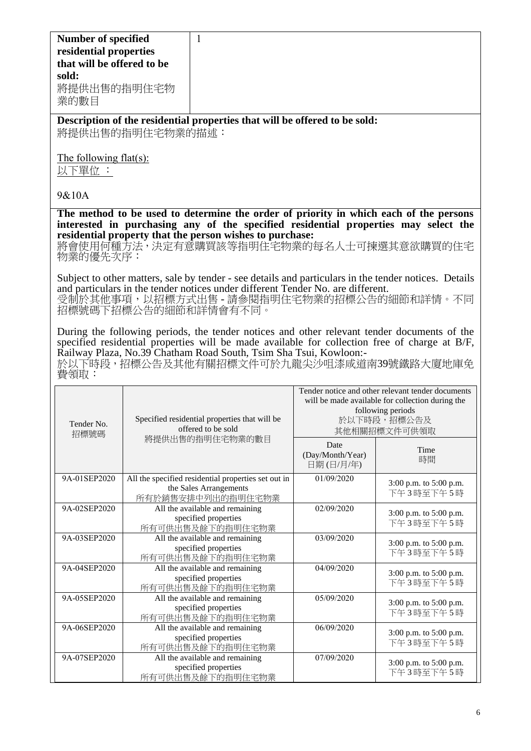| **Number of specified residential properties that will be offered to be sold:** 將提供出售的指明住宅物業的數目 | 1 |
|---|---|

**Description of the residential properties that will be offered to be sold:**
將提供出售的指明住宅物業的描述：

The following flat(s):
以下單位 ：

9&10A

**The method to be used to determine the order of priority in which each of the persons interested in purchasing any of the specified residential properties may select the residential property that the person wishes to purchase:**
將會使用何種方法，決定有意購買該等指明住宅物業的每名人士可揀選其意欲購買的住宅物業的優先次序：

Subject to other matters, sale by tender - see details and particulars in the tender notices. Details and particulars in the tender notices under different Tender No. are different.
受制於其他事項，以招標方式出售 - 請參閱指明住宅物業的招標公告的細節和詳情。不同招標號碼下招標公告的細節和詳情會有不同。

During the following periods, the tender notices and other relevant tender documents of the specified residential properties will be made available for collection free of charge at B/F, Railway Plaza, No.39 Chatham Road South, Tsim Sha Tsui, Kowloon:-
於以下時段，招標公告及其他有關招標文件可於九龍尖沙咀漆咸道南39號鐵路大廈地庫免費領取：

| Tender No. 招標號碼 | Specified residential properties that will be offered to be sold 將提供出售的指明住宅物業的數目 | Tender notice and other relevant tender documents will be made available for collection during the following periods 於以下時段，招標公告及其他相關招標文件可供領取 | |
|---|---|---|---|
| | | Date (Day/Month/Year) 日期 (日/月/年) | Time 時間 |
| 9A-01SEP2020 | All the specified residential properties set out in the Sales Arrangements 所有於銷售安排中列出的指明住宅物業 | 01/09/2020 | 3:00 p.m. to 5:00 p.m. 下午 3 時至下午 5 時 |
| 9A-02SEP2020 | All the available and remaining specified properties 所有可供出售及餘下的指明住宅物業 | 02/09/2020 | 3:00 p.m. to 5:00 p.m. 下午 3 時至下午 5 時 |
| 9A-03SEP2020 | All the available and remaining specified properties 所有可供出售及餘下的指明住宅物業 | 03/09/2020 | 3:00 p.m. to 5:00 p.m. 下午 3 時至下午 5 時 |
| 9A-04SEP2020 | All the available and remaining specified properties 所有可供出售及餘下的指明住宅物業 | 04/09/2020 | 3:00 p.m. to 5:00 p.m. 下午 3 時至下午 5 時 |
| 9A-05SEP2020 | All the available and remaining specified properties 所有可供出售及餘下的指明住宅物業 | 05/09/2020 | 3:00 p.m. to 5:00 p.m. 下午 3 時至下午 5 時 |
| 9A-06SEP2020 | All the available and remaining specified properties 所有可供出售及餘下的指明住宅物業 | 06/09/2020 | 3:00 p.m. to 5:00 p.m. 下午 3 時至下午 5 時 |
| 9A-07SEP2020 | All the available and remaining specified properties 所有可供出售及餘下的指明住宅物業 | 07/09/2020 | 3:00 p.m. to 5:00 p.m. 下午 3 時至下午 5 時 |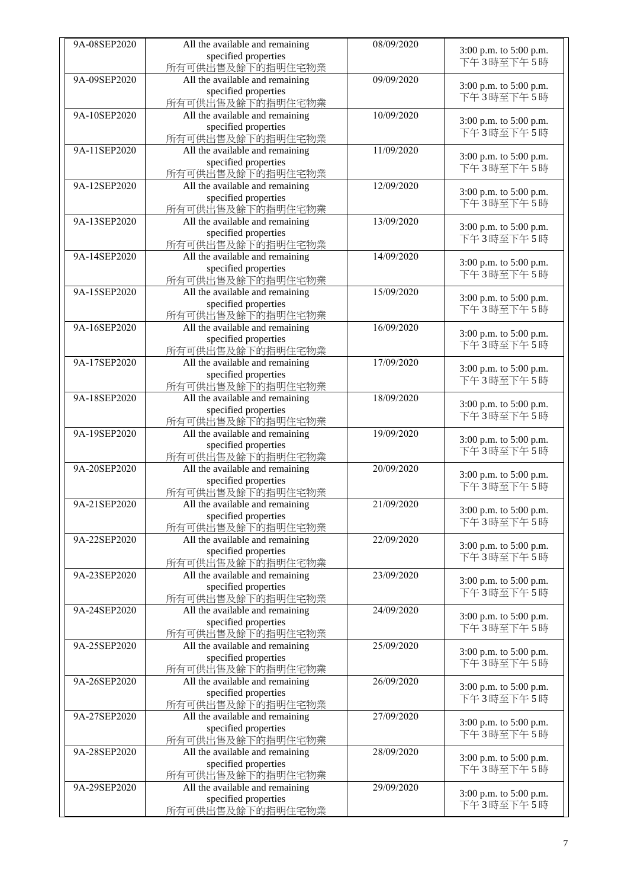| | | | |
|---|---|---|---|
| 9A-08SEP2020 | All the available and remaining specified properties 所有可供出售及餘下的指明住宅物業 | 08/09/2020 | 3:00 p.m. to 5:00 p.m. 下午3時至下午5時 |
| 9A-09SEP2020 | All the available and remaining specified properties 所有可供出售及餘下的指明住宅物業 | 09/09/2020 | 3:00 p.m. to 5:00 p.m. 下午3時至下午5時 |
| 9A-10SEP2020 | All the available and remaining specified properties 所有可供出售及餘下的指明住宅物業 | 10/09/2020 | 3:00 p.m. to 5:00 p.m. 下午3時至下午5時 |
| 9A-11SEP2020 | All the available and remaining specified properties 所有可供出售及餘下的指明住宅物業 | 11/09/2020 | 3:00 p.m. to 5:00 p.m. 下午3時至下午5時 |
| 9A-12SEP2020 | All the available and remaining specified properties 所有可供出售及餘下的指明住宅物業 | 12/09/2020 | 3:00 p.m. to 5:00 p.m. 下午3時至下午5時 |
| 9A-13SEP2020 | All the available and remaining specified properties 所有可供出售及餘下的指明住宅物業 | 13/09/2020 | 3:00 p.m. to 5:00 p.m. 下午3時至下午5時 |
| 9A-14SEP2020 | All the available and remaining specified properties 所有可供出售及餘下的指明住宅物業 | 14/09/2020 | 3:00 p.m. to 5:00 p.m. 下午3時至下午5時 |
| 9A-15SEP2020 | All the available and remaining specified properties 所有可供出售及餘下的指明住宅物業 | 15/09/2020 | 3:00 p.m. to 5:00 p.m. 下午3時至下午5時 |
| 9A-16SEP2020 | All the available and remaining specified properties 所有可供出售及餘下的指明住宅物業 | 16/09/2020 | 3:00 p.m. to 5:00 p.m. 下午3時至下午5時 |
| 9A-17SEP2020 | All the available and remaining specified properties 所有可供出售及餘下的指明住宅物業 | 17/09/2020 | 3:00 p.m. to 5:00 p.m. 下午3時至下午5時 |
| 9A-18SEP2020 | All the available and remaining specified properties 所有可供出售及餘下的指明住宅物業 | 18/09/2020 | 3:00 p.m. to 5:00 p.m. 下午3時至下午5時 |
| 9A-19SEP2020 | All the available and remaining specified properties 所有可供出售及餘下的指明住宅物業 | 19/09/2020 | 3:00 p.m. to 5:00 p.m. 下午3時至下午5時 |
| 9A-20SEP2020 | All the available and remaining specified properties 所有可供出售及餘下的指明住宅物業 | 20/09/2020 | 3:00 p.m. to 5:00 p.m. 下午3時至下午5時 |
| 9A-21SEP2020 | All the available and remaining specified properties 所有可供出售及餘下的指明住宅物業 | 21/09/2020 | 3:00 p.m. to 5:00 p.m. 下午3時至下午5時 |
| 9A-22SEP2020 | All the available and remaining specified properties 所有可供出售及餘下的指明住宅物業 | 22/09/2020 | 3:00 p.m. to 5:00 p.m. 下午3時至下午5時 |
| 9A-23SEP2020 | All the available and remaining specified properties 所有可供出售及餘下的指明住宅物業 | 23/09/2020 | 3:00 p.m. to 5:00 p.m. 下午3時至下午5時 |
| 9A-24SEP2020 | All the available and remaining specified properties 所有可供出售及餘下的指明住宅物業 | 24/09/2020 | 3:00 p.m. to 5:00 p.m. 下午3時至下午5時 |
| 9A-25SEP2020 | All the available and remaining specified properties 所有可供出售及餘下的指明住宅物業 | 25/09/2020 | 3:00 p.m. to 5:00 p.m. 下午3時至下午5時 |
| 9A-26SEP2020 | All the available and remaining specified properties 所有可供出售及餘下的指明住宅物業 | 26/09/2020 | 3:00 p.m. to 5:00 p.m. 下午3時至下午5時 |
| 9A-27SEP2020 | All the available and remaining specified properties 所有可供出售及餘下的指明住宅物業 | 27/09/2020 | 3:00 p.m. to 5:00 p.m. 下午3時至下午5時 |
| 9A-28SEP2020 | All the available and remaining specified properties 所有可供出售及餘下的指明住宅物業 | 28/09/2020 | 3:00 p.m. to 5:00 p.m. 下午3時至下午5時 |
| 9A-29SEP2020 | All the available and remaining specified properties 所有可供出售及餘下的指明住宅物業 | 29/09/2020 | 3:00 p.m. to 5:00 p.m. 下午3時至下午5時 |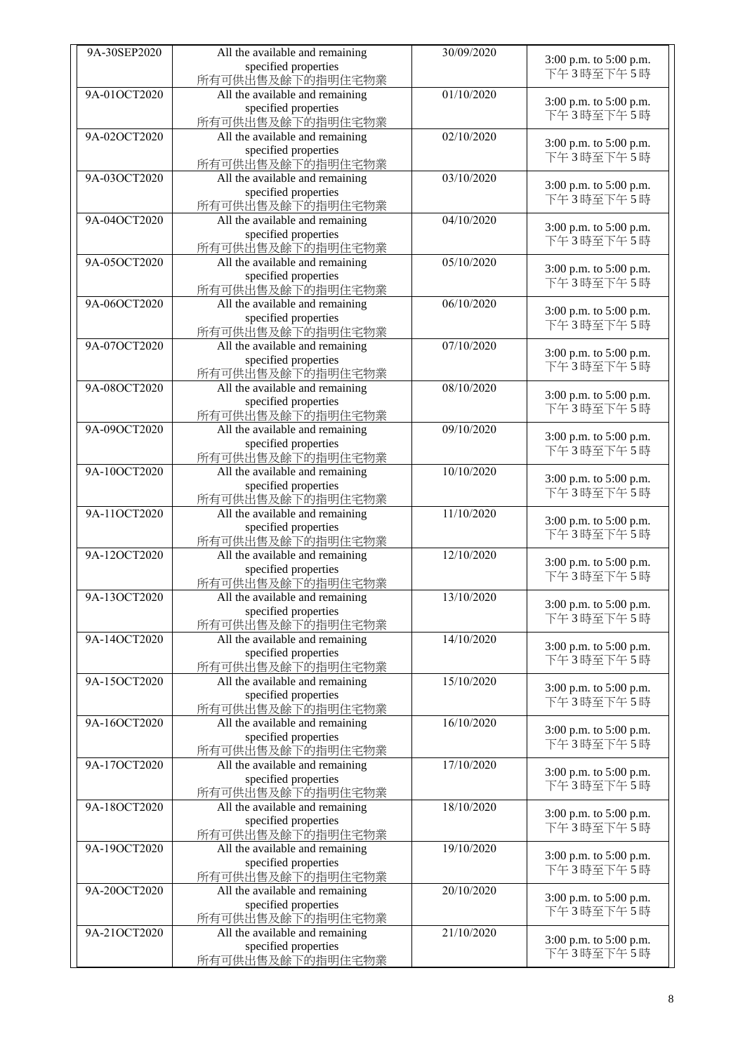| 9A-30SEP2020 | All the available and remaining specified properties 所有可供出售及餘下的指明住宅物業 | 30/09/2020 | 3:00 p.m. to 5:00 p.m. 下午 3 時至下午 5 時 |
|---|---|---|---|
| 9A-01OCT2020 | All the available and remaining specified properties 所有可供出售及餘下的指明住宅物業 | 01/10/2020 | 3:00 p.m. to 5:00 p.m. 下午 3 時至下午 5 時 |
| 9A-02OCT2020 | All the available and remaining specified properties 所有可供出售及餘下的指明住宅物業 | 02/10/2020 | 3:00 p.m. to 5:00 p.m. 下午 3 時至下午 5 時 |
| 9A-03OCT2020 | All the available and remaining specified properties 所有可供出售及餘下的指明住宅物業 | 03/10/2020 | 3:00 p.m. to 5:00 p.m. 下午 3 時至下午 5 時 |
| 9A-04OCT2020 | All the available and remaining specified properties 所有可供出售及餘下的指明住宅物業 | 04/10/2020 | 3:00 p.m. to 5:00 p.m. 下午 3 時至下午 5 時 |
| 9A-05OCT2020 | All the available and remaining specified properties 所有可供出售及餘下的指明住宅物業 | 05/10/2020 | 3:00 p.m. to 5:00 p.m. 下午 3 時至下午 5 時 |
| 9A-06OCT2020 | All the available and remaining specified properties 所有可供出售及餘下的指明住宅物業 | 06/10/2020 | 3:00 p.m. to 5:00 p.m. 下午 3 時至下午 5 時 |
| 9A-07OCT2020 | All the available and remaining specified properties 所有可供出售及餘下的指明住宅物業 | 07/10/2020 | 3:00 p.m. to 5:00 p.m. 下午 3 時至下午 5 時 |
| 9A-08OCT2020 | All the available and remaining specified properties 所有可供出售及餘下的指明住宅物業 | 08/10/2020 | 3:00 p.m. to 5:00 p.m. 下午 3 時至下午 5 時 |
| 9A-09OCT2020 | All the available and remaining specified properties 所有可供出售及餘下的指明住宅物業 | 09/10/2020 | 3:00 p.m. to 5:00 p.m. 下午 3 時至下午 5 時 |
| 9A-10OCT2020 | All the available and remaining specified properties 所有可供出售及餘下的指明住宅物業 | 10/10/2020 | 3:00 p.m. to 5:00 p.m. 下午 3 時至下午 5 時 |
| 9A-11OCT2020 | All the available and remaining specified properties 所有可供出售及餘下的指明住宅物業 | 11/10/2020 | 3:00 p.m. to 5:00 p.m. 下午 3 時至下午 5 時 |
| 9A-12OCT2020 | All the available and remaining specified properties 所有可供出售及餘下的指明住宅物業 | 12/10/2020 | 3:00 p.m. to 5:00 p.m. 下午 3 時至下午 5 時 |
| 9A-13OCT2020 | All the available and remaining specified properties 所有可供出售及餘下的指明住宅物業 | 13/10/2020 | 3:00 p.m. to 5:00 p.m. 下午 3 時至下午 5 時 |
| 9A-14OCT2020 | All the available and remaining specified properties 所有可供出售及餘下的指明住宅物業 | 14/10/2020 | 3:00 p.m. to 5:00 p.m. 下午 3 時至下午 5 時 |
| 9A-15OCT2020 | All the available and remaining specified properties 所有可供出售及餘下的指明住宅物業 | 15/10/2020 | 3:00 p.m. to 5:00 p.m. 下午 3 時至下午 5 時 |
| 9A-16OCT2020 | All the available and remaining specified properties 所有可供出售及餘下的指明住宅物業 | 16/10/2020 | 3:00 p.m. to 5:00 p.m. 下午 3 時至下午 5 時 |
| 9A-17OCT2020 | All the available and remaining specified properties 所有可供出售及餘下的指明住宅物業 | 17/10/2020 | 3:00 p.m. to 5:00 p.m. 下午 3 時至下午 5 時 |
| 9A-18OCT2020 | All the available and remaining specified properties 所有可供出售及餘下的指明住宅物業 | 18/10/2020 | 3:00 p.m. to 5:00 p.m. 下午 3 時至下午 5 時 |
| 9A-19OCT2020 | All the available and remaining specified properties 所有可供出售及餘下的指明住宅物業 | 19/10/2020 | 3:00 p.m. to 5:00 p.m. 下午 3 時至下午 5 時 |
| 9A-20OCT2020 | All the available and remaining specified properties 所有可供出售及餘下的指明住宅物業 | 20/10/2020 | 3:00 p.m. to 5:00 p.m. 下午 3 時至下午 5 時 |
| 9A-21OCT2020 | All the available and remaining specified properties 所有可供出售及餘下的指明住宅物業 | 21/10/2020 | 3:00 p.m. to 5:00 p.m. 下午 3 時至下午 5 時 |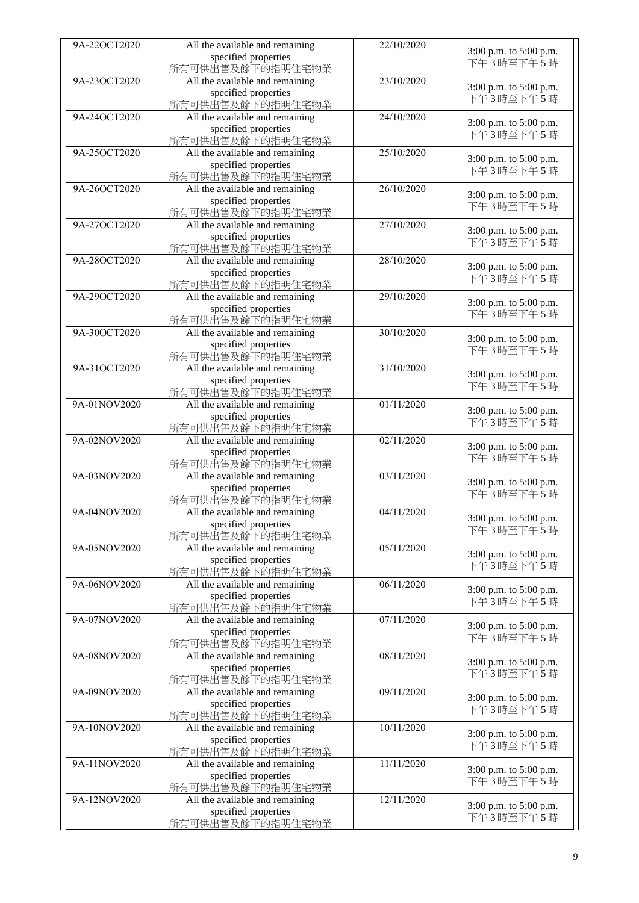| 9A-22OCT2020 | All the available and remaining specified properties 所有可供出售及餘下的指明住宅物業 | 22/10/2020 | 3:00 p.m. to 5:00 p.m. 下午3時至下午5時 |
|---|---|---|---|
| 9A-23OCT2020 | All the available and remaining specified properties 所有可供出售及餘下的指明住宅物業 | 23/10/2020 | 3:00 p.m. to 5:00 p.m. 下午3時至下午5時 |
| 9A-24OCT2020 | All the available and remaining specified properties 所有可供出售及餘下的指明住宅物業 | 24/10/2020 | 3:00 p.m. to 5:00 p.m. 下午3時至下午5時 |
| 9A-25OCT2020 | All the available and remaining specified properties 所有可供出售及餘下的指明住宅物業 | 25/10/2020 | 3:00 p.m. to 5:00 p.m. 下午3時至下午5時 |
| 9A-26OCT2020 | All the available and remaining specified properties 所有可供出售及餘下的指明住宅物業 | 26/10/2020 | 3:00 p.m. to 5:00 p.m. 下午3時至下午5時 |
| 9A-27OCT2020 | All the available and remaining specified properties 所有可供出售及餘下的指明住宅物業 | 27/10/2020 | 3:00 p.m. to 5:00 p.m. 下午3時至下午5時 |
| 9A-28OCT2020 | All the available and remaining specified properties 所有可供出售及餘下的指明住宅物業 | 28/10/2020 | 3:00 p.m. to 5:00 p.m. 下午3時至下午5時 |
| 9A-29OCT2020 | All the available and remaining specified properties 所有可供出售及餘下的指明住宅物業 | 29/10/2020 | 3:00 p.m. to 5:00 p.m. 下午3時至下午5時 |
| 9A-30OCT2020 | All the available and remaining specified properties 所有可供出售及餘下的指明住宅物業 | 30/10/2020 | 3:00 p.m. to 5:00 p.m. 下午3時至下午5時 |
| 9A-31OCT2020 | All the available and remaining specified properties 所有可供出售及餘下的指明住宅物業 | 31/10/2020 | 3:00 p.m. to 5:00 p.m. 下午3時至下午5時 |
| 9A-01NOV2020 | All the available and remaining specified properties 所有可供出售及餘下的指明住宅物業 | 01/11/2020 | 3:00 p.m. to 5:00 p.m. 下午3時至下午5時 |
| 9A-02NOV2020 | All the available and remaining specified properties 所有可供出售及餘下的指明住宅物業 | 02/11/2020 | 3:00 p.m. to 5:00 p.m. 下午3時至下午5時 |
| 9A-03NOV2020 | All the available and remaining specified properties 所有可供出售及餘下的指明住宅物業 | 03/11/2020 | 3:00 p.m. to 5:00 p.m. 下午3時至下午5時 |
| 9A-04NOV2020 | All the available and remaining specified properties 所有可供出售及餘下的指明住宅物業 | 04/11/2020 | 3:00 p.m. to 5:00 p.m. 下午3時至下午5時 |
| 9A-05NOV2020 | All the available and remaining specified properties 所有可供出售及餘下的指明住宅物業 | 05/11/2020 | 3:00 p.m. to 5:00 p.m. 下午3時至下午5時 |
| 9A-06NOV2020 | All the available and remaining specified properties 所有可供出售及餘下的指明住宅物業 | 06/11/2020 | 3:00 p.m. to 5:00 p.m. 下午3時至下午5時 |
| 9A-07NOV2020 | All the available and remaining specified properties 所有可供出售及餘下的指明住宅物業 | 07/11/2020 | 3:00 p.m. to 5:00 p.m. 下午3時至下午5時 |
| 9A-08NOV2020 | All the available and remaining specified properties 所有可供出售及餘下的指明住宅物業 | 08/11/2020 | 3:00 p.m. to 5:00 p.m. 下午3時至下午5時 |
| 9A-09NOV2020 | All the available and remaining specified properties 所有可供出售及餘下的指明住宅物業 | 09/11/2020 | 3:00 p.m. to 5:00 p.m. 下午3時至下午5時 |
| 9A-10NOV2020 | All the available and remaining specified properties 所有可供出售及餘下的指明住宅物業 | 10/11/2020 | 3:00 p.m. to 5:00 p.m. 下午3時至下午5時 |
| 9A-11NOV2020 | All the available and remaining specified properties 所有可供出售及餘下的指明住宅物業 | 11/11/2020 | 3:00 p.m. to 5:00 p.m. 下午3時至下午5時 |
| 9A-12NOV2020 | All the available and remaining specified properties 所有可供出售及餘下的指明住宅物業 | 12/11/2020 | 3:00 p.m. to 5:00 p.m. 下午3時至下午5時 |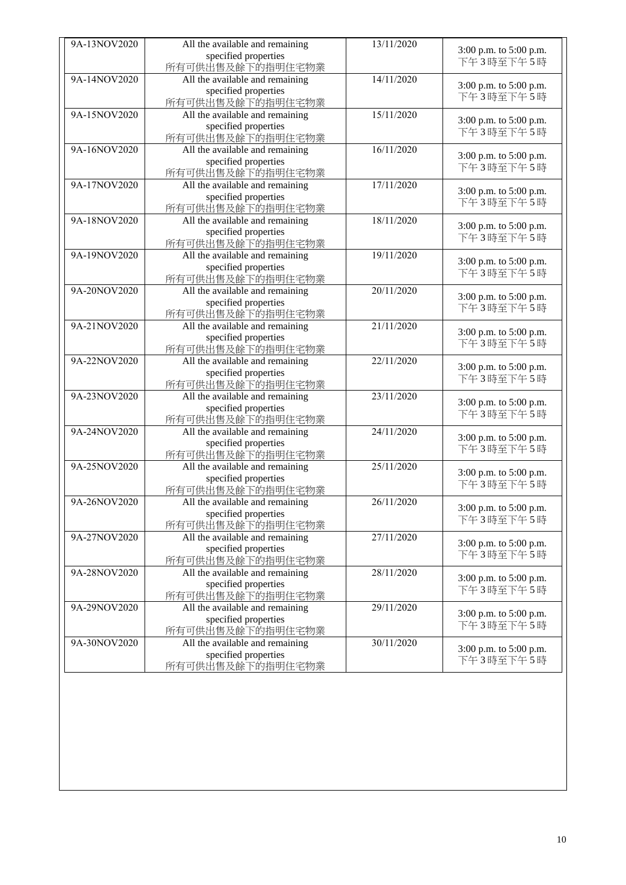| | | | |
|---|---|---|---|
| 9A-13NOV2020 | All the available and remaining specified properties 所有可供出售及餘下的指明住宅物業 | 13/11/2020 | 3:00 p.m. to 5:00 p.m. 下午3時至下午5時 |
| 9A-14NOV2020 | All the available and remaining specified properties 所有可供出售及餘下的指明住宅物業 | 14/11/2020 | 3:00 p.m. to 5:00 p.m. 下午3時至下午5時 |
| 9A-15NOV2020 | All the available and remaining specified properties 所有可供出售及餘下的指明住宅物業 | 15/11/2020 | 3:00 p.m. to 5:00 p.m. 下午3時至下午5時 |
| 9A-16NOV2020 | All the available and remaining specified properties 所有可供出售及餘下的指明住宅物業 | 16/11/2020 | 3:00 p.m. to 5:00 p.m. 下午3時至下午5時 |
| 9A-17NOV2020 | All the available and remaining specified properties 所有可供出售及餘下的指明住宅物業 | 17/11/2020 | 3:00 p.m. to 5:00 p.m. 下午3時至下午5時 |
| 9A-18NOV2020 | All the available and remaining specified properties 所有可供出售及餘下的指明住宅物業 | 18/11/2020 | 3:00 p.m. to 5:00 p.m. 下午3時至下午5時 |
| 9A-19NOV2020 | All the available and remaining specified properties 所有可供出售及餘下的指明住宅物業 | 19/11/2020 | 3:00 p.m. to 5:00 p.m. 下午3時至下午5時 |
| 9A-20NOV2020 | All the available and remaining specified properties 所有可供出售及餘下的指明住宅物業 | 20/11/2020 | 3:00 p.m. to 5:00 p.m. 下午3時至下午5時 |
| 9A-21NOV2020 | All the available and remaining specified properties 所有可供出售及餘下的指明住宅物業 | 21/11/2020 | 3:00 p.m. to 5:00 p.m. 下午3時至下午5時 |
| 9A-22NOV2020 | All the available and remaining specified properties 所有可供出售及餘下的指明住宅物業 | 22/11/2020 | 3:00 p.m. to 5:00 p.m. 下午3時至下午5時 |
| 9A-23NOV2020 | All the available and remaining specified properties 所有可供出售及餘下的指明住宅物業 | 23/11/2020 | 3:00 p.m. to 5:00 p.m. 下午3時至下午5時 |
| 9A-24NOV2020 | All the available and remaining specified properties 所有可供出售及餘下的指明住宅物業 | 24/11/2020 | 3:00 p.m. to 5:00 p.m. 下午3時至下午5時 |
| 9A-25NOV2020 | All the available and remaining specified properties 所有可供出售及餘下的指明住宅物業 | 25/11/2020 | 3:00 p.m. to 5:00 p.m. 下午3時至下午5時 |
| 9A-26NOV2020 | All the available and remaining specified properties 所有可供出售及餘下的指明住宅物業 | 26/11/2020 | 3:00 p.m. to 5:00 p.m. 下午3時至下午5時 |
| 9A-27NOV2020 | All the available and remaining specified properties 所有可供出售及餘下的指明住宅物業 | 27/11/2020 | 3:00 p.m. to 5:00 p.m. 下午3時至下午5時 |
| 9A-28NOV2020 | All the available and remaining specified properties 所有可供出售及餘下的指明住宅物業 | 28/11/2020 | 3:00 p.m. to 5:00 p.m. 下午3時至下午5時 |
| 9A-29NOV2020 | All the available and remaining specified properties 所有可供出售及餘下的指明住宅物業 | 29/11/2020 | 3:00 p.m. to 5:00 p.m. 下午3時至下午5時 |
| 9A-30NOV2020 | All the available and remaining specified properties 所有可供出售及餘下的指明住宅物業 | 30/11/2020 | 3:00 p.m. to 5:00 p.m. 下午3時至下午5時 |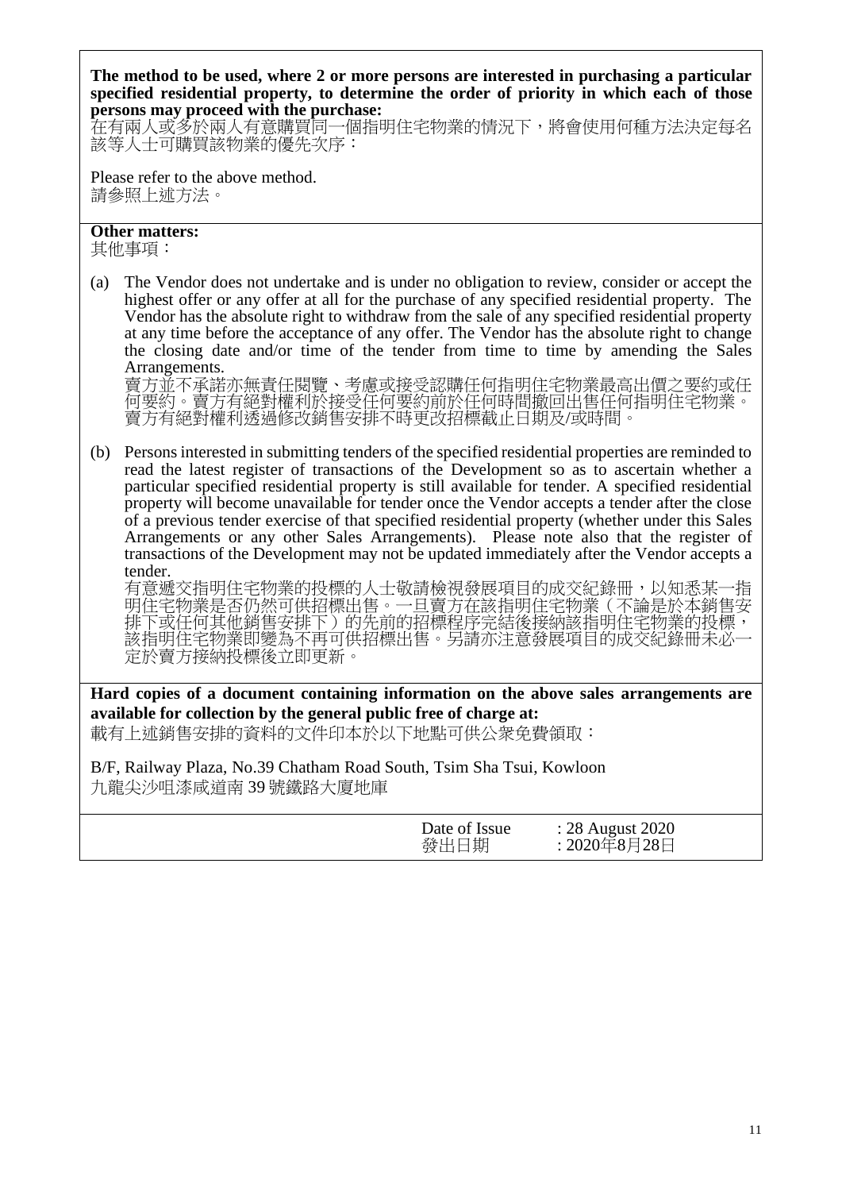**The method to be used, where 2 or more persons are interested in purchasing a particular specified residential property, to determine the order of priority in which each of those persons may proceed with the purchase:**
在有兩人或多於兩人有意購買同一個指明住宅物業的情況下，將會使用何種方法決定每名該等人士可購買該物業的優先次序：

Please refer to the above method.
請參照上述方法。

**Other matters:**
其他事項：

(a) The Vendor does not undertake and is under no obligation to review, consider or accept the highest offer or any offer at all for the purchase of any specified residential property. The Vendor has the absolute right to withdraw from the sale of any specified residential property at any time before the acceptance of any offer. The Vendor has the absolute right to change the closing date and/or time of the tender from time to time by amending the Sales Arrangements.
賣方並不承諾亦無責任閱覽、考慮或接受認購任何指明住宅物業最高出價之要約或任何要約。賣方有絕對權利於接受任何要約前於任何時間撤回出售任何指明住宅物業。賣方有絕對權利透過修改銷售安排不時更改招標截止日期及/或時間。

(b) Persons interested in submitting tenders of the specified residential properties are reminded to read the latest register of transactions of the Development so as to ascertain whether a particular specified residential property is still available for tender. A specified residential property will become unavailable for tender once the Vendor accepts a tender after the close of a previous tender exercise of that specified residential property (whether under this Sales Arrangements or any other Sales Arrangements). Please note also that the register of transactions of the Development may not be updated immediately after the Vendor accepts a tender.
有意遞交指明住宅物業的投標的人士敬請檢視發展項目的成交紀錄冊，以知悉某一指明住宅物業是否仍然可供招標出售。一旦賣方在該指明住宅物業（不論是於本銷售安排下或任何其他銷售安排下）的先前的招標程序完結後接納該指明住宅物業的投標，該指明住宅物業即變為不再可供招標出售。另請亦注意發展項目的成交紀錄冊未必一定於賣方接納投標後立即更新。

**Hard copies of a document containing information on the above sales arrangements are available for collection by the general public free of charge at:**
載有上述銷售安排的資料的文件印本於以下地點可供公眾免費領取：

B/F, Railway Plaza, No.39 Chatham Road South, Tsim Sha Tsui, Kowloon
九龍尖沙咀漆咸道南 39 號鐵路大廈地庫

Date of Issue : 28 August 2020
發出日期 : 2020年8月28日